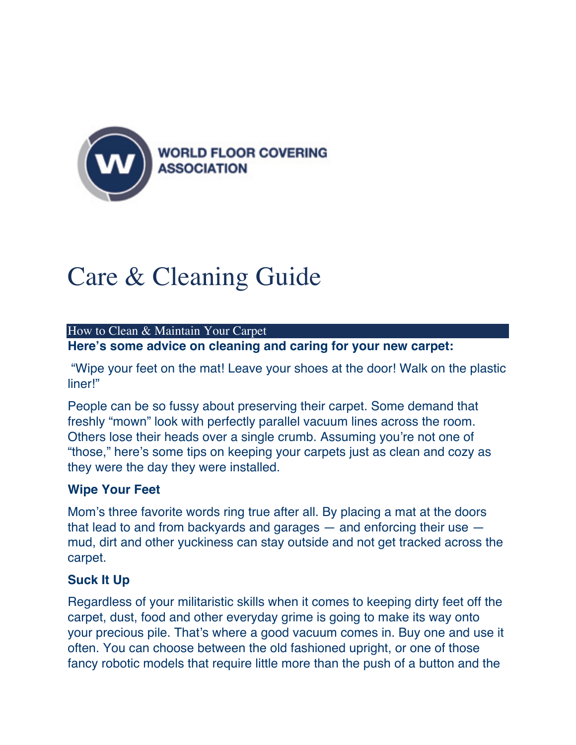WORLD FLOOR COVERING ASSOCIATION

# Care & Cleaning Guide

## How to Clean & Maintain Your Carpet

**Here's some advice on cleaning and caring for your new carpet:**

"Wipe your feet on the mat! Leave your shoes at the door! Walk on the plastic liner!"

People can be so fussy about preserving their carpet. Some demand that freshly "mown" look with perfectly parallel vacuum lines across the room. Others lose their heads over a single crumb. Assuming you're not one of "those," here's some tips on keeping your carpets just as clean and cozy as they were the day they were installed.

### Wipe Your Feet

Mom's three favorite words ring true after all. By placing a mat at the doors that lead to and from backyards and garages — and enforcing their use — mud, dirt and other yuckiness can stay outside and not get tracked across the carpet.

### Suck It Up

Regardless of your militaristic skills when it comes to keeping dirty feet off the carpet, dust, food and other everyday grime is going to make its way onto your precious pile. That's where a good vacuum comes in. Buy one and use it often. You can choose between the old fashioned upright, or one of those fancy robotic models that require little more than the push of a button and the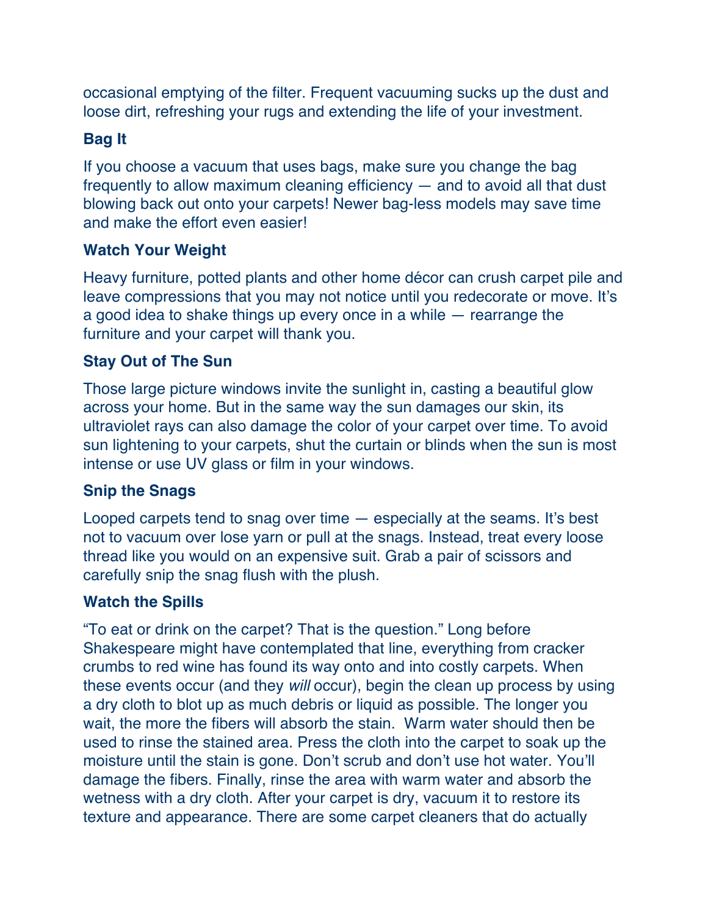occasional emptying of the filter. Frequent vacuuming sucks up the dust and loose dirt, refreshing your rugs and extending the life of your investment.

### Bag It

If you choose a vacuum that uses bags, make sure you change the bag frequently to allow maximum cleaning efficiency — and to avoid all that dust blowing back out onto your carpets! Newer bag-less models may save time and make the effort even easier!

### Watch Your Weight

Heavy furniture, potted plants and other home décor can crush carpet pile and leave compressions that you may not notice until you redecorate or move. It's a good idea to shake things up every once in a while — rearrange the furniture and your carpet will thank you.

### Stay Out of The Sun

Those large picture windows invite the sunlight in, casting a beautiful glow across your home. But in the same way the sun damages our skin, its ultraviolet rays can also damage the color of your carpet over time. To avoid sun lightening to your carpets, shut the curtain or blinds when the sun is most intense or use UV glass or film in your windows.

### Snip the Snags

Looped carpets tend to snag over time — especially at the seams. It's best not to vacuum over lose yarn or pull at the snags. Instead, treat every loose thread like you would on an expensive suit. Grab a pair of scissors and carefully snip the snag flush with the plush.

### Watch the Spills

"To eat or drink on the carpet? That is the question." Long before Shakespeare might have contemplated that line, everything from cracker crumbs to red wine has found its way onto and into costly carpets. When these events occur (and they *will* occur), begin the clean up process by using a dry cloth to blot up as much debris or liquid as possible. The longer you wait, the more the fibers will absorb the stain. Warm water should then be used to rinse the stained area. Press the cloth into the carpet to soak up the moisture until the stain is gone. Don't scrub and don't use hot water. You'll damage the fibers. Finally, rinse the area with warm water and absorb the wetness with a dry cloth. After your carpet is dry, vacuum it to restore its texture and appearance. There are some carpet cleaners that do actually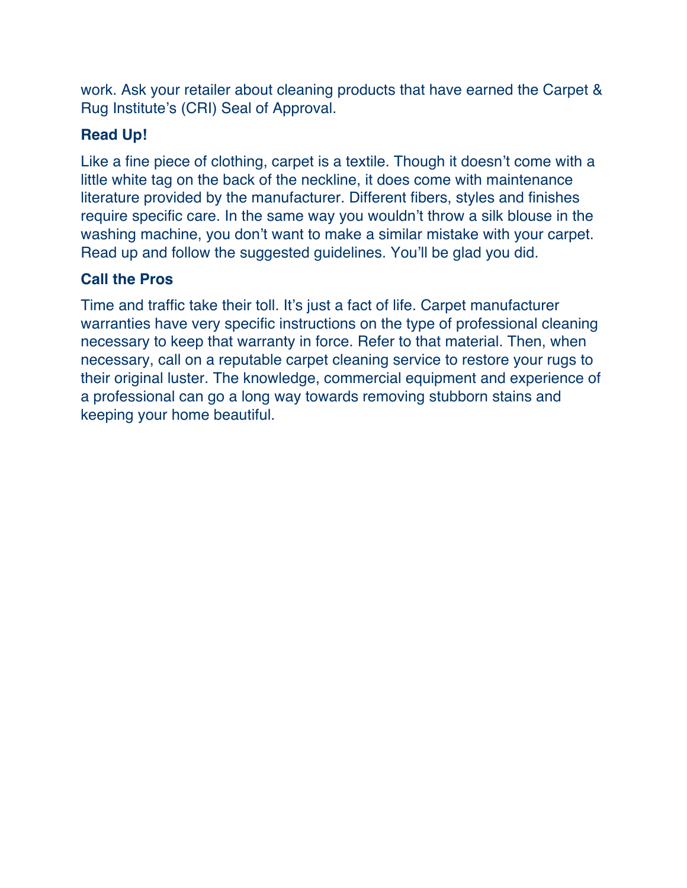work. Ask your retailer about cleaning products that have earned the Carpet & Rug Institute's (CRI) Seal of Approval.

### Read Up!

Like a fine piece of clothing, carpet is a textile. Though it doesn't come with a little white tag on the back of the neckline, it does come with maintenance literature provided by the manufacturer. Different fibers, styles and finishes require specific care. In the same way you wouldn't throw a silk blouse in the washing machine, you don't want to make a similar mistake with your carpet. Read up and follow the suggested guidelines. You'll be glad you did.

### Call the Pros

Time and traffic take their toll. It's just a fact of life. Carpet manufacturer warranties have very specific instructions on the type of professional cleaning necessary to keep that warranty in force. Refer to that material. Then, when necessary, call on a reputable carpet cleaning service to restore your rugs to their original luster. The knowledge, commercial equipment and experience of a professional can go a long way towards removing stubborn stains and keeping your home beautiful.